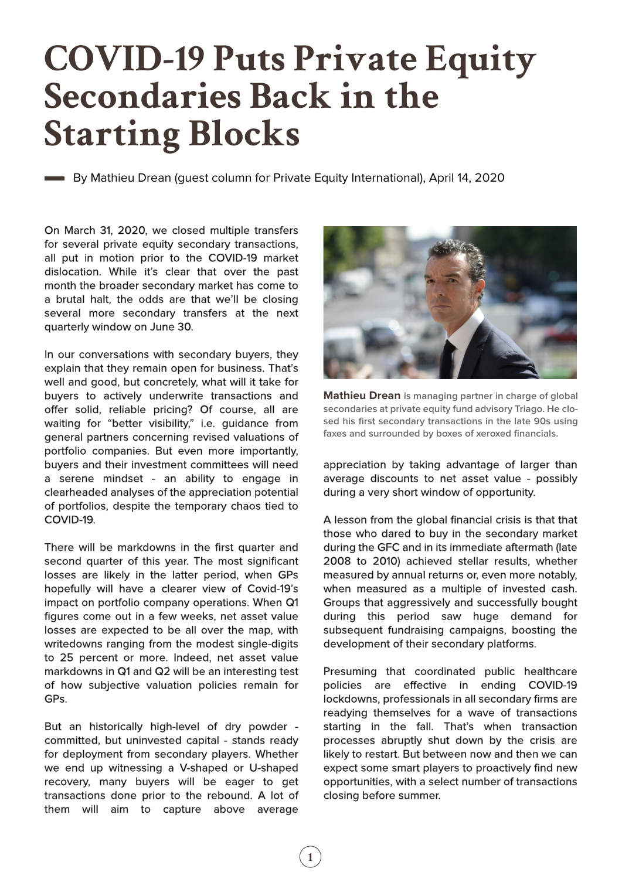# COVID-19 Puts Private Equity Secondaries Back in the Starting Blocks

By Mathieu Drean (guest column for Private Equity International), April 14, 2020

On March 31, 2020, we closed multiple transfers for several private equity secondary transactions, all put in motion prior to the COVID-19 market dislocation. While it's clear that over the past month the broader secondary market has come to a brutal halt, the odds are that we'll be closing several more secondary transfers at the next quarterly window on June 30.

In our conversations with secondary buyers, they explain that they remain open for business. That's well and good, but concretely, what will it take for buyers to actively underwrite transactions and offer solid, reliable pricing? Of course, all are waiting for "better visibility," i.e. guidance from general partners concerning revised valuations of portfolio companies. But even more importantly, buyers and their investment committees will need a serene mindset - an ability to engage in clearheaded analyses of the appreciation potential of portfolios, despite the temporary chaos tied to COVID-19.

There will be markdowns in the first quarter and second quarter of this year. The most significant losses are likely in the latter period, when GPs hopefully will have a clearer view of Covid-19's impact on portfolio company operations. When Q1 figures come out in a few weeks, net asset value losses are expected to be all over the map, with writedowns ranging from the modest single-digits to 25 percent or more. Indeed, net asset value markdowns in Q1 and Q2 will be an interesting test of how subjective valuation policies remain for GPs.

But an historically high-level of dry powder - committed, but uninvested capital - stands ready for deployment from secondary players. Whether we end up witnessing a V-shaped or U-shaped recovery, many buyers will be eager to get transactions done prior to the rebound. A lot of them will aim to capture above average appreciation by taking advantage of larger than average discounts to net asset value - possibly during a very short window of opportunity.

**Mathieu Drean** is managing partner in charge of global secondaries at private equity fund advisory Triago. He closed his first secondary transactions in the late 90s using faxes and surrounded by boxes of xeroxed financials.

A lesson from the global financial crisis is that that those who dared to buy in the secondary market during the GFC and in its immediate aftermath (late 2008 to 2010) achieved stellar results, whether measured by annual returns or, even more notably, when measured as a multiple of invested cash. Groups that aggressively and successfully bought during this period saw huge demand for subsequent fundraising campaigns, boosting the development of their secondary platforms.

Presuming that coordinated public healthcare policies are effective in ending COVID-19 lockdowns, professionals in all secondary firms are readying themselves for a wave of transactions starting in the fall. That's when transaction processes abruptly shut down by the crisis are likely to restart. But between now and then we can expect some smart players to proactively find new opportunities, with a select number of transactions closing before summer.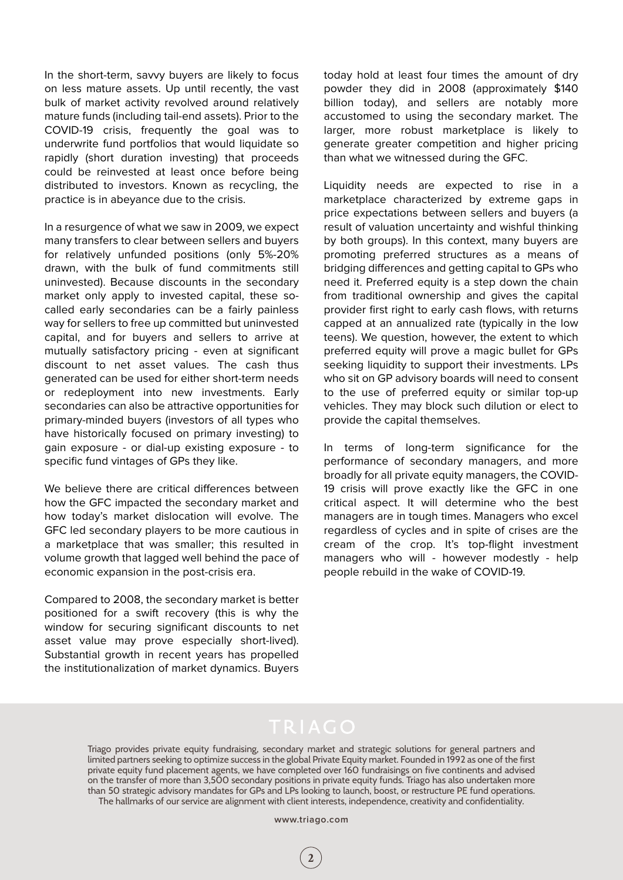In the short-term, savvy buyers are likely to focus on less mature assets. Up until recently, the vast bulk of market activity revolved around relatively mature funds (including tail-end assets). Prior to the COVID-19 crisis, frequently the goal was to underwrite fund portfolios that would liquidate so rapidly (short duration investing) that proceeds could be reinvested at least once before being distributed to investors. Known as recycling, the practice is in abeyance due to the crisis.

In a resurgence of what we saw in 2009, we expect many transfers to clear between sellers and buyers for relatively unfunded positions (only 5%-20% drawn, with the bulk of fund commitments still uninvested). Because discounts in the secondary market only apply to invested capital, these so-called early secondaries can be a fairly painless way for sellers to free up committed but uninvested capital, and for buyers and sellers to arrive at mutually satisfactory pricing - even at significant discount to net asset values. The cash thus generated can be used for either short-term needs or redeployment into new investments. Early secondaries can also be attractive opportunities for primary-minded buyers (investors of all types who have historically focused on primary investing) to gain exposure - or dial-up existing exposure - to specific fund vintages of GPs they like.

We believe there are critical differences between how the GFC impacted the secondary market and how today's market dislocation will evolve. The GFC led secondary players to be more cautious in a marketplace that was smaller; this resulted in volume growth that lagged well behind the pace of economic expansion in the post-crisis era.

Compared to 2008, the secondary market is better positioned for a swift recovery (this is why the window for securing significant discounts to net asset value may prove especially short-lived). Substantial growth in recent years has propelled the institutionalization of market dynamics. Buyers today hold at least four times the amount of dry powder they did in 2008 (approximately $140 billion today), and sellers are notably more accustomed to using the secondary market. The larger, more robust marketplace is likely to generate greater competition and higher pricing than what we witnessed during the GFC.

Liquidity needs are expected to rise in a marketplace characterized by extreme gaps in price expectations between sellers and buyers (a result of valuation uncertainty and wishful thinking by both groups). In this context, many buyers are promoting preferred structures as a means of bridging differences and getting capital to GPs who need it. Preferred equity is a step down the chain from traditional ownership and gives the capital provider first right to early cash flows, with returns capped at an annualized rate (typically in the low teens). We question, however, the extent to which preferred equity will prove a magic bullet for GPs seeking liquidity to support their investments. LPs who sit on GP advisory boards will need to consent to the use of preferred equity or similar top-up vehicles. They may block such dilution or elect to provide the capital themselves.

In terms of long-term significance for the performance of secondary managers, and more broadly for all private equity managers, the COVID-19 crisis will prove exactly like the GFC in one critical aspect. It will determine who the best managers are in tough times. Managers who excel regardless of cycles and in spite of crises are the cream of the crop. It's top-flight investment managers who will - however modestly - help people rebuild in the wake of COVID-19.

TRIAGO

Triago provides private equity fundraising, secondary market and strategic solutions for general partners and limited partners seeking to optimize success in the global Private Equity market. Founded in 1992 as one of the first private equity fund placement agents, we have completed over 160 fundraisings on five continents and advised on the transfer of more than 3,500 secondary positions in private equity funds. Triago has also undertaken more than 50 strategic advisory mandates for GPs and LPs looking to launch, boost, or restructure PE fund operations. The hallmarks of our service are alignment with client interests, independence, creativity and confidentiality.

www.triago.com